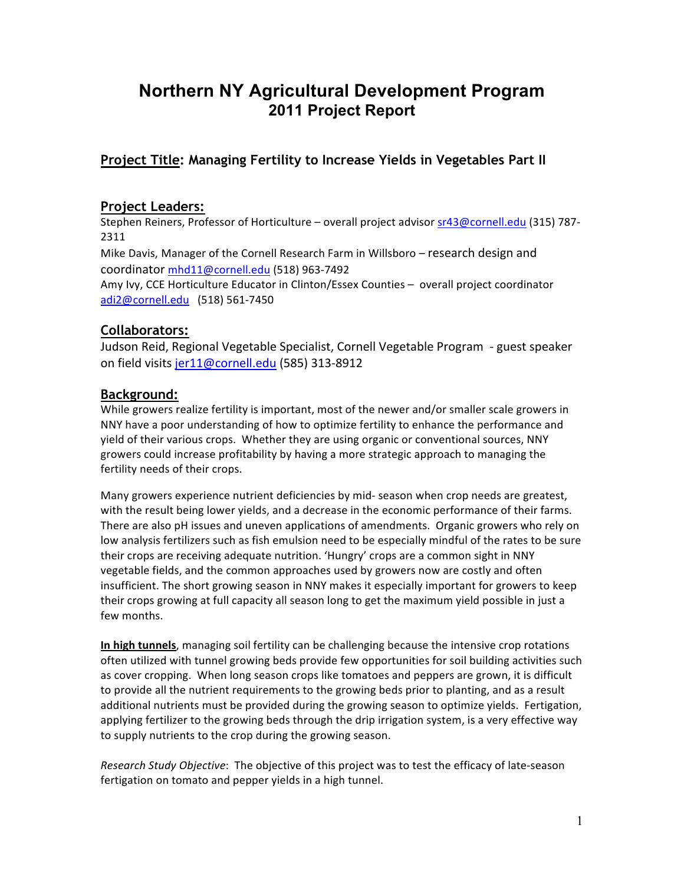# Northern NY Agricultural Development Program
## 2011 Project Report

### Project Title: Managing Fertility to Increase Yields in Vegetables Part II

### Project Leaders:

Stephen Reiners, Professor of Horticulture – overall project advisor sr43@cornell.edu (315) 787-2311

Mike Davis, Manager of the Cornell Research Farm in Willsboro – research design and coordinator mhd11@cornell.edu (518) 963-7492

Amy Ivy, CCE Horticulture Educator in Clinton/Essex Counties – overall project coordinator adi2@cornell.edu (518) 561-7450

### Collaborators:

Judson Reid, Regional Vegetable Specialist, Cornell Vegetable Program - guest speaker on field visits jer11@cornell.edu (585) 313-8912

### Background:

While growers realize fertility is important, most of the newer and/or smaller scale growers in NNY have a poor understanding of how to optimize fertility to enhance the performance and yield of their various crops. Whether they are using organic or conventional sources, NNY growers could increase profitability by having a more strategic approach to managing the fertility needs of their crops.

Many growers experience nutrient deficiencies by mid- season when crop needs are greatest, with the result being lower yields, and a decrease in the economic performance of their farms. There are also pH issues and uneven applications of amendments. Organic growers who rely on low analysis fertilizers such as fish emulsion need to be especially mindful of the rates to be sure their crops are receiving adequate nutrition. 'Hungry' crops are a common sight in NNY vegetable fields, and the common approaches used by growers now are costly and often insufficient. The short growing season in NNY makes it especially important for growers to keep their crops growing at full capacity all season long to get the maximum yield possible in just a few months.

**In high tunnels**, managing soil fertility can be challenging because the intensive crop rotations often utilized with tunnel growing beds provide few opportunities for soil building activities such as cover cropping. When long season crops like tomatoes and peppers are grown, it is difficult to provide all the nutrient requirements to the growing beds prior to planting, and as a result additional nutrients must be provided during the growing season to optimize yields. Fertigation, applying fertilizer to the growing beds through the drip irrigation system, is a very effective way to supply nutrients to the crop during the growing season.

*Research Study Objective*: The objective of this project was to test the efficacy of late-season fertigation on tomato and pepper yields in a high tunnel.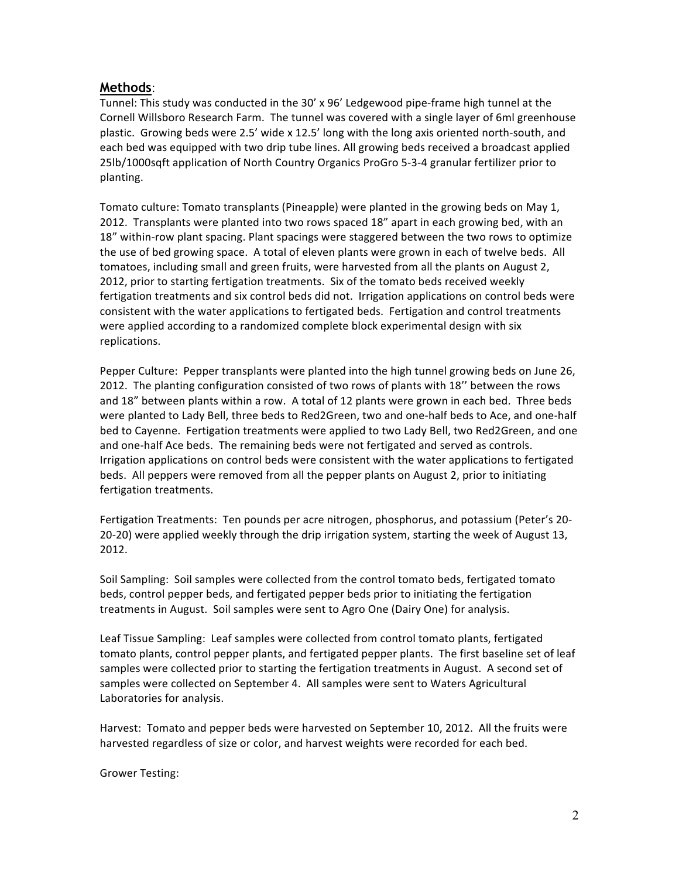## **Methods**:

Tunnel: This study was conducted in the 30' x 96' Ledgewood pipe-frame high tunnel at the Cornell Willsboro Research Farm. The tunnel was covered with a single layer of 6ml greenhouse plastic. Growing beds were 2.5' wide x 12.5' long with the long axis oriented north-south, and each bed was equipped with two drip tube lines. All growing beds received a broadcast applied 25lb/1000sqft application of North Country Organics ProGro 5-3-4 granular fertilizer prior to planting.

Tomato culture: Tomato transplants (Pineapple) were planted in the growing beds on May 1, 2012. Transplants were planted into two rows spaced 18" apart in each growing bed, with an 18" within-row plant spacing. Plant spacings were staggered between the two rows to optimize the use of bed growing space. A total of eleven plants were grown in each of twelve beds. All tomatoes, including small and green fruits, were harvested from all the plants on August 2, 2012, prior to starting fertigation treatments. Six of the tomato beds received weekly fertigation treatments and six control beds did not. Irrigation applications on control beds were consistent with the water applications to fertigated beds. Fertigation and control treatments were applied according to a randomized complete block experimental design with six replications.

Pepper Culture: Pepper transplants were planted into the high tunnel growing beds on June 26, 2012. The planting configuration consisted of two rows of plants with 18'' between the rows and 18" between plants within a row. A total of 12 plants were grown in each bed. Three beds were planted to Lady Bell, three beds to Red2Green, two and one-half beds to Ace, and one-half bed to Cayenne. Fertigation treatments were applied to two Lady Bell, two Red2Green, and one and one-half Ace beds. The remaining beds were not fertigated and served as controls. Irrigation applications on control beds were consistent with the water applications to fertigated beds. All peppers were removed from all the pepper plants on August 2, prior to initiating fertigation treatments.

Fertigation Treatments: Ten pounds per acre nitrogen, phosphorus, and potassium (Peter's 20-20-20) were applied weekly through the drip irrigation system, starting the week of August 13, 2012.

Soil Sampling: Soil samples were collected from the control tomato beds, fertigated tomato beds, control pepper beds, and fertigated pepper beds prior to initiating the fertigation treatments in August. Soil samples were sent to Agro One (Dairy One) for analysis.

Leaf Tissue Sampling: Leaf samples were collected from control tomato plants, fertigated tomato plants, control pepper plants, and fertigated pepper plants. The first baseline set of leaf samples were collected prior to starting the fertigation treatments in August. A second set of samples were collected on September 4. All samples were sent to Waters Agricultural Laboratories for analysis.

Harvest: Tomato and pepper beds were harvested on September 10, 2012. All the fruits were harvested regardless of size or color, and harvest weights were recorded for each bed.

Grower Testing: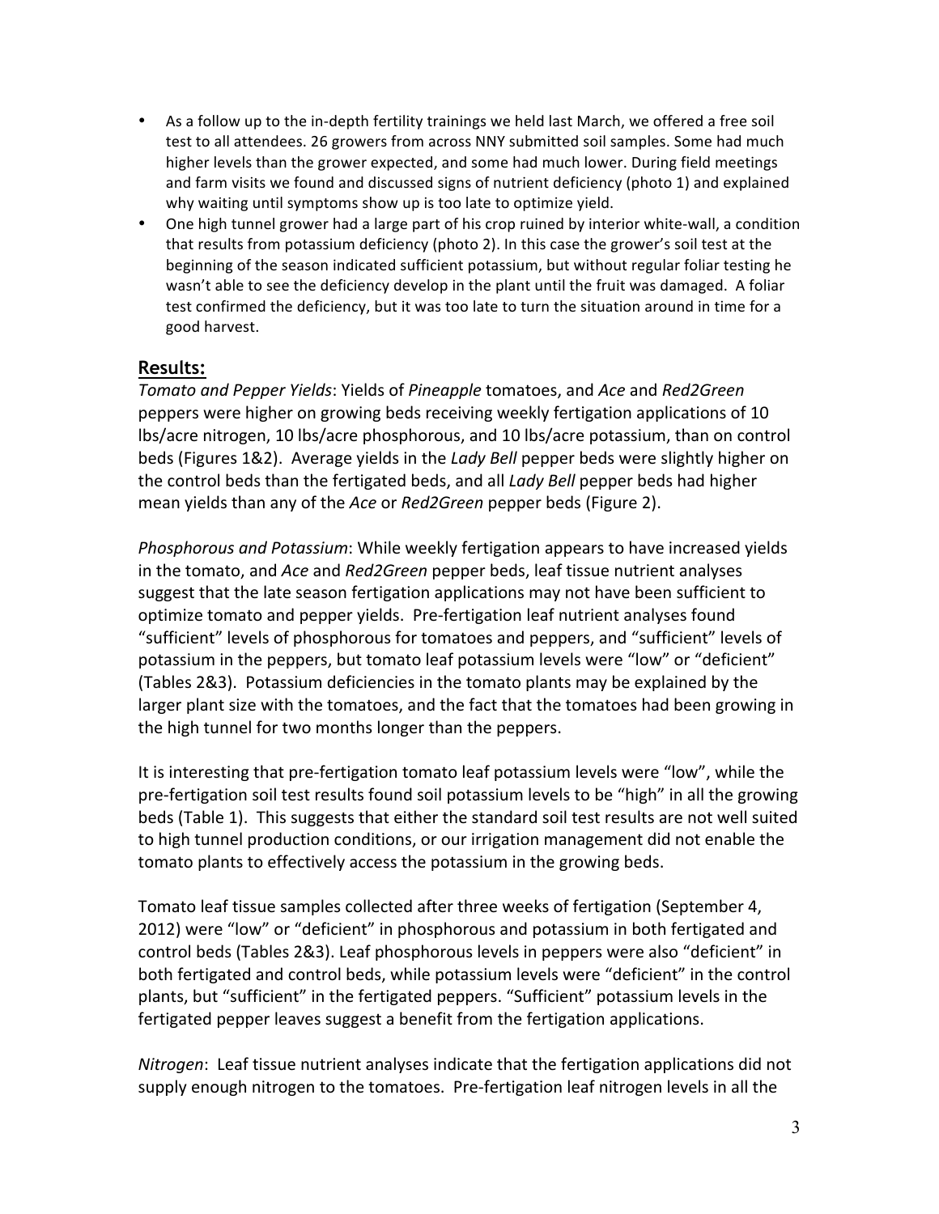- As a follow up to the in-depth fertility trainings we held last March, we offered a free soil test to all attendees. 26 growers from across NNY submitted soil samples. Some had much higher levels than the grower expected, and some had much lower. During field meetings and farm visits we found and discussed signs of nutrient deficiency (photo 1) and explained why waiting until symptoms show up is too late to optimize yield.
- One high tunnel grower had a large part of his crop ruined by interior white-wall, a condition that results from potassium deficiency (photo 2). In this case the grower's soil test at the beginning of the season indicated sufficient potassium, but without regular foliar testing he wasn't able to see the deficiency develop in the plant until the fruit was damaged. A foliar test confirmed the deficiency, but it was too late to turn the situation around in time for a good harvest.

## Results:

*Tomato and Pepper Yields*: Yields of *Pineapple* tomatoes, and *Ace* and *Red2Green* peppers were higher on growing beds receiving weekly fertigation applications of 10 lbs/acre nitrogen, 10 lbs/acre phosphorous, and 10 lbs/acre potassium, than on control beds (Figures 1&2). Average yields in the *Lady Bell* pepper beds were slightly higher on the control beds than the fertigated beds, and all *Lady Bell* pepper beds had higher mean yields than any of the *Ace* or *Red2Green* pepper beds (Figure 2).

*Phosphorous and Potassium*: While weekly fertigation appears to have increased yields in the tomato, and *Ace* and *Red2Green* pepper beds, leaf tissue nutrient analyses suggest that the late season fertigation applications may not have been sufficient to optimize tomato and pepper yields. Pre-fertigation leaf nutrient analyses found "sufficient" levels of phosphorous for tomatoes and peppers, and "sufficient" levels of potassium in the peppers, but tomato leaf potassium levels were "low" or "deficient" (Tables 2&3). Potassium deficiencies in the tomato plants may be explained by the larger plant size with the tomatoes, and the fact that the tomatoes had been growing in the high tunnel for two months longer than the peppers.

It is interesting that pre-fertigation tomato leaf potassium levels were "low", while the pre-fertigation soil test results found soil potassium levels to be "high" in all the growing beds (Table 1). This suggests that either the standard soil test results are not well suited to high tunnel production conditions, or our irrigation management did not enable the tomato plants to effectively access the potassium in the growing beds.

Tomato leaf tissue samples collected after three weeks of fertigation (September 4, 2012) were "low" or "deficient" in phosphorous and potassium in both fertigated and control beds (Tables 2&3). Leaf phosphorous levels in peppers were also "deficient" in both fertigated and control beds, while potassium levels were "deficient" in the control plants, but "sufficient" in the fertigated peppers. "Sufficient" potassium levels in the fertigated pepper leaves suggest a benefit from the fertigation applications.

*Nitrogen*: Leaf tissue nutrient analyses indicate that the fertigation applications did not supply enough nitrogen to the tomatoes. Pre-fertigation leaf nitrogen levels in all the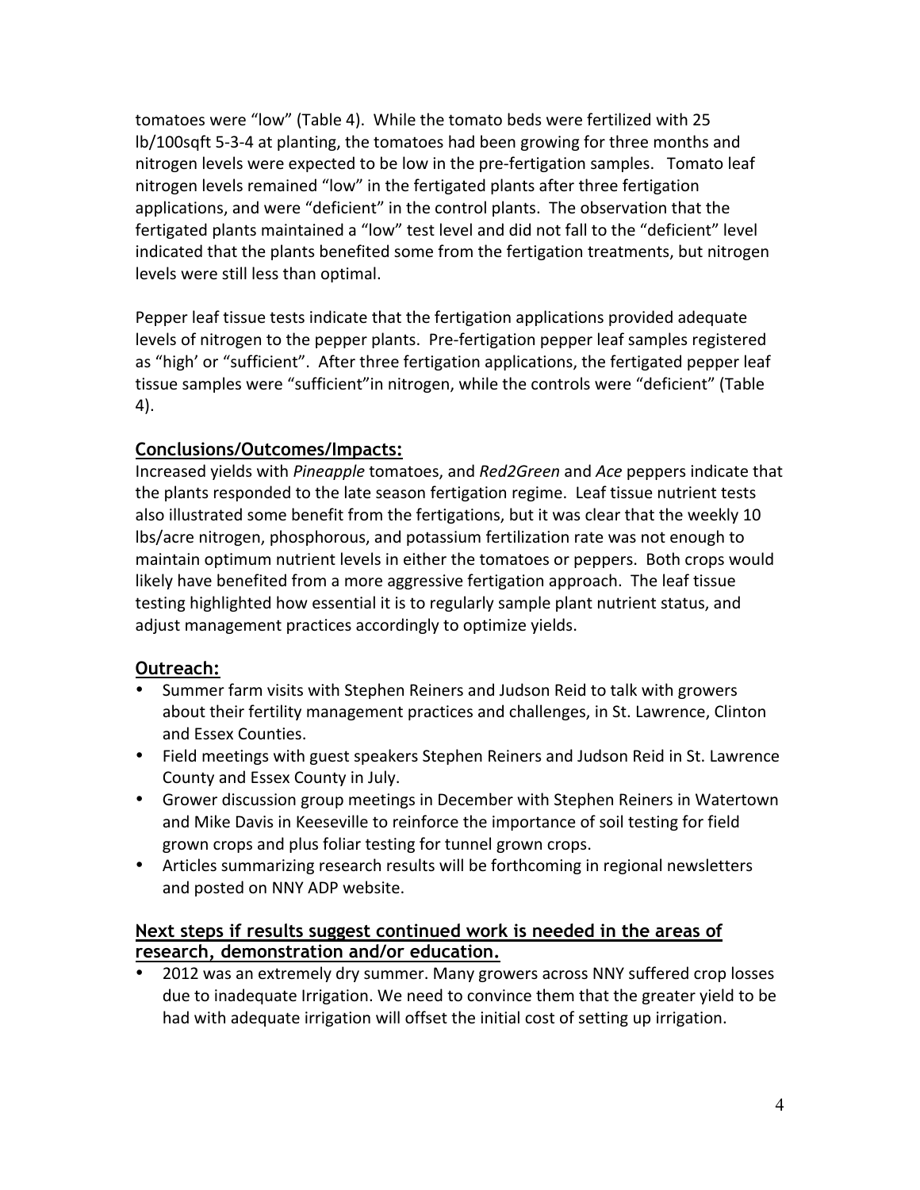tomatoes were "low" (Table 4). While the tomato beds were fertilized with 25 lb/100sqft 5-3-4 at planting, the tomatoes had been growing for three months and nitrogen levels were expected to be low in the pre-fertigation samples. Tomato leaf nitrogen levels remained "low" in the fertigated plants after three fertigation applications, and were "deficient" in the control plants. The observation that the fertigated plants maintained a "low" test level and did not fall to the "deficient" level indicated that the plants benefited some from the fertigation treatments, but nitrogen levels were still less than optimal.

Pepper leaf tissue tests indicate that the fertigation applications provided adequate levels of nitrogen to the pepper plants. Pre-fertigation pepper leaf samples registered as "high' or "sufficient". After three fertigation applications, the fertigated pepper leaf tissue samples were "sufficient"in nitrogen, while the controls were "deficient" (Table 4).

## Conclusions/Outcomes/Impacts:

Increased yields with *Pineapple* tomatoes, and *Red2Green* and *Ace* peppers indicate that the plants responded to the late season fertigation regime. Leaf tissue nutrient tests also illustrated some benefit from the fertigations, but it was clear that the weekly 10 lbs/acre nitrogen, phosphorous, and potassium fertilization rate was not enough to maintain optimum nutrient levels in either the tomatoes or peppers. Both crops would likely have benefited from a more aggressive fertigation approach. The leaf tissue testing highlighted how essential it is to regularly sample plant nutrient status, and adjust management practices accordingly to optimize yields.

## Outreach:

- Summer farm visits with Stephen Reiners and Judson Reid to talk with growers about their fertility management practices and challenges, in St. Lawrence, Clinton and Essex Counties.
- Field meetings with guest speakers Stephen Reiners and Judson Reid in St. Lawrence County and Essex County in July.
- Grower discussion group meetings in December with Stephen Reiners in Watertown and Mike Davis in Keeseville to reinforce the importance of soil testing for field grown crops and plus foliar testing for tunnel grown crops.
- Articles summarizing research results will be forthcoming in regional newsletters and posted on NNY ADP website.

## Next steps if results suggest continued work is needed in the areas of research, demonstration and/or education.

- 2012 was an extremely dry summer. Many growers across NNY suffered crop losses due to inadequate Irrigation. We need to convince them that the greater yield to be had with adequate irrigation will offset the initial cost of setting up irrigation.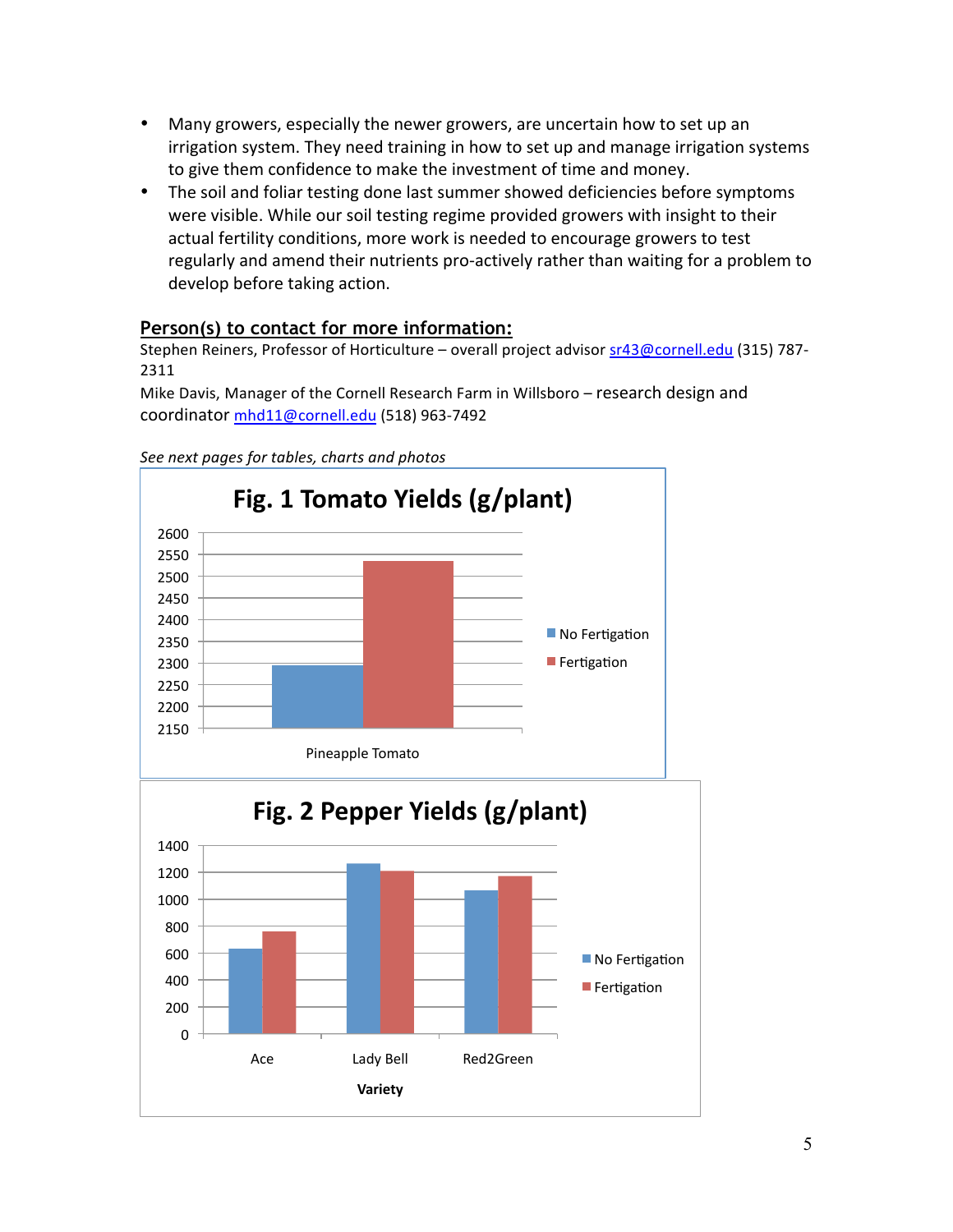- Many growers, especially the newer growers, are uncertain how to set up an irrigation system. They need training in how to set up and manage irrigation systems to give them confidence to make the investment of time and money.
- The soil and foliar testing done last summer showed deficiencies before symptoms were visible. While our soil testing regime provided growers with insight to their actual fertility conditions, more work is needed to encourage growers to test regularly and amend their nutrients pro-actively rather than waiting for a problem to develop before taking action.

## Person(s) to contact for more information:

Stephen Reiners, Professor of Horticulture – overall project advisor sr43@cornell.edu (315) 787-2311

Mike Davis, Manager of the Cornell Research Farm in Willsboro – research design and coordinator mhd11@cornell.edu (518) 963-7492

*See next pages for tables, charts and photos*

**Fig. 1 Tomato Yields (g/plant)**

Pineapple Tomato — No Fertigation; Fertigation

**Fig. 2 Pepper Yields (g/plant)**

Variety: Ace, Lady Bell, Red2Green — No Fertigation; Fertigation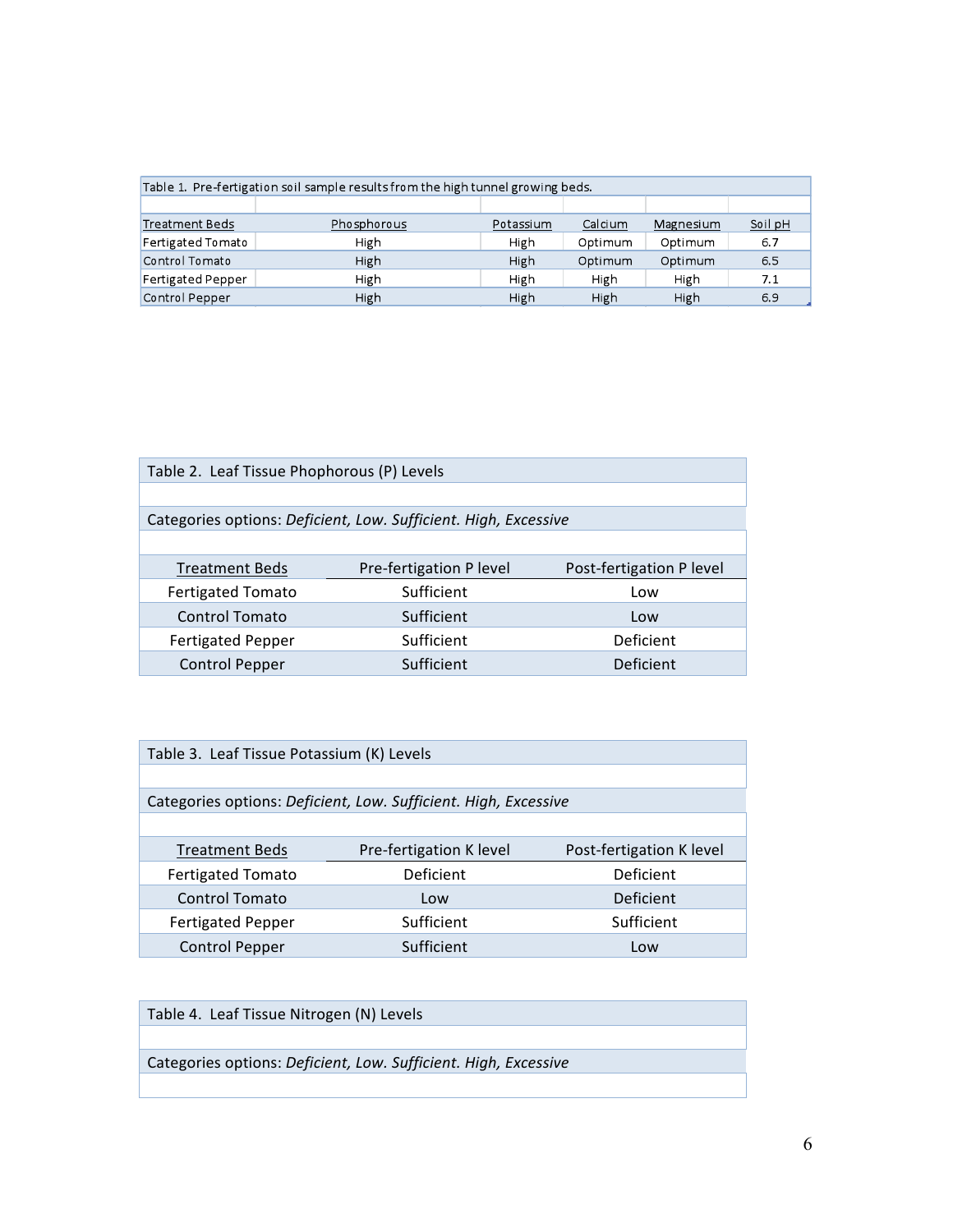Table 1. Pre-fertigation soil sample results from the high tunnel growing beds.

| Treatment Beds | Phosphorous | Potassium | Calcium | Magnesium | Soil pH |
| --- | --- | --- | --- | --- | --- |
| Fertigated Tomato | High | High | Optimum | Optimum | 6.7 |
| Control Tomato | High | High | Optimum | Optimum | 6.5 |
| Fertigated Pepper | High | High | High | High | 7.1 |
| Control Pepper | High | High | High | High | 6.9 |

Table 2. Leaf Tissue Phophorous (P) Levels

Categories options: *Deficient, Low. Sufficient. High, Excessive*

| Treatment Beds | Pre-fertigation P level | Post-fertigation P level |
| --- | --- | --- |
| Fertigated Tomato | Sufficient | Low |
| Control Tomato | Sufficient | Low |
| Fertigated Pepper | Sufficient | Deficient |
| Control Pepper | Sufficient | Deficient |

Table 3. Leaf Tissue Potassium (K) Levels

Categories options: *Deficient, Low. Sufficient. High, Excessive*

| Treatment Beds | Pre-fertigation K level | Post-fertigation K level |
| --- | --- | --- |
| Fertigated Tomato | Deficient | Deficient |
| Control Tomato | Low | Deficient |
| Fertigated Pepper | Sufficient | Sufficient |
| Control Pepper | Sufficient | Low |

Table 4. Leaf Tissue Nitrogen (N) Levels

Categories options: *Deficient, Low. Sufficient. High, Excessive*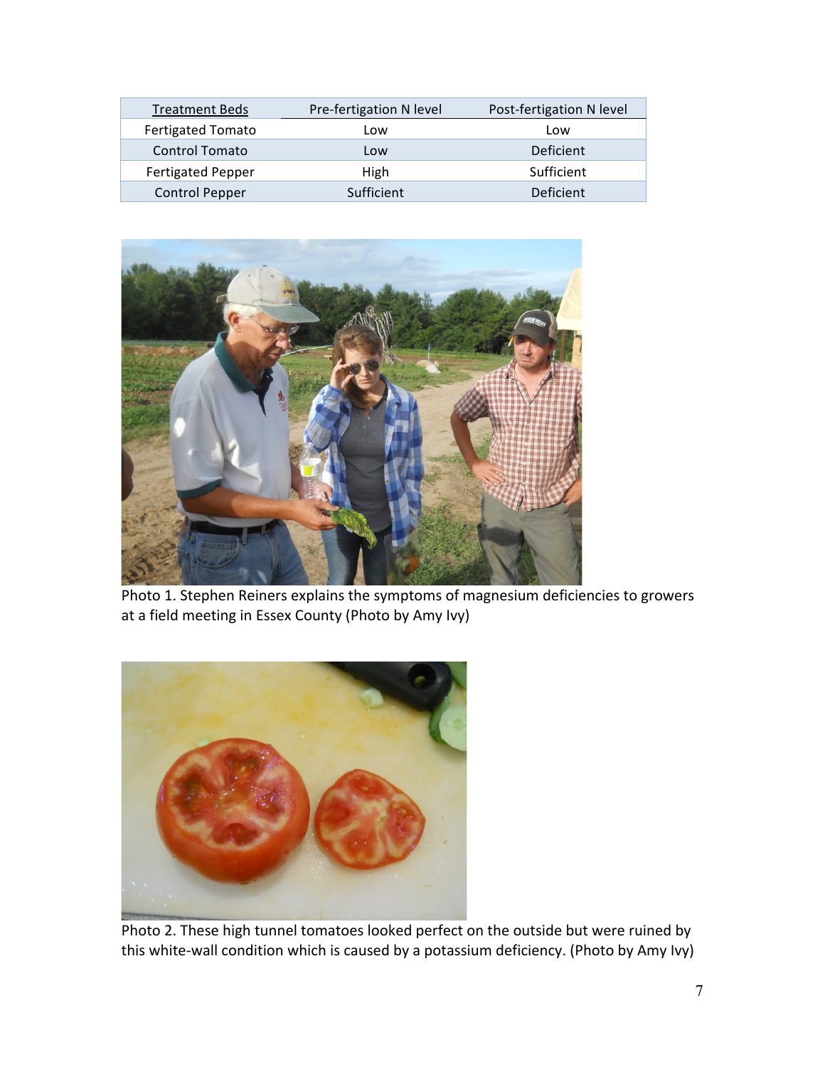| Treatment Beds | Pre-fertigation N level | Post-fertigation N level |
|---|---|---|
| Fertigated Tomato | Low | Low |
| Control Tomato | Low | Deficient |
| Fertigated Pepper | High | Sufficient |
| Control Pepper | Sufficient | Deficient |

Photo 1. Stephen Reiners explains the symptoms of magnesium deficiencies to growers at a field meeting in Essex County (Photo by Amy Ivy)

Photo 2. These high tunnel tomatoes looked perfect on the outside but were ruined by this white-wall condition which is caused by a potassium deficiency. (Photo by Amy Ivy)